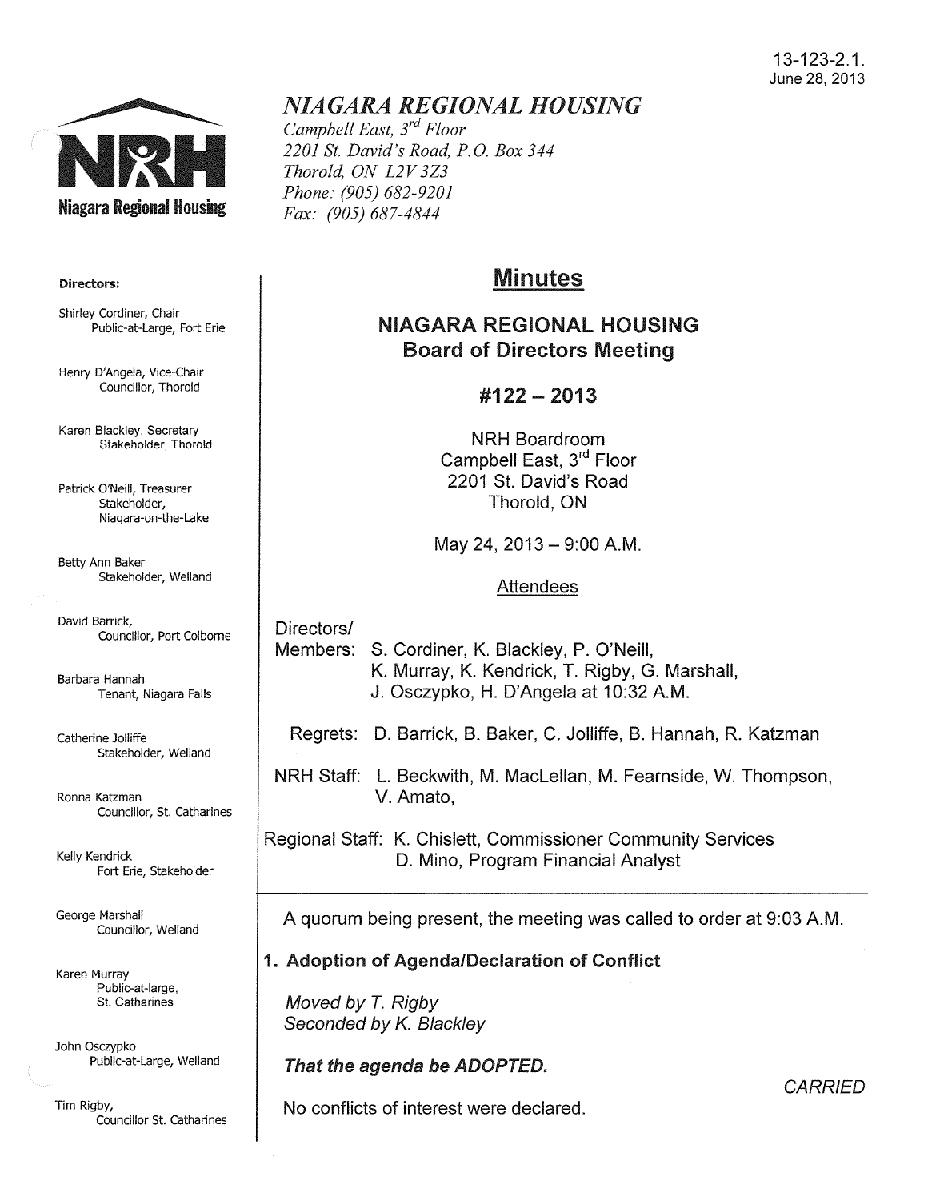13-123-2.1.
June 28, 2013

# NIAGARA REGIONAL HOUSING

*Campbell East, 3rd Floor*
*2201 St. David's Road, P.O. Box 344*
*Thorold, ON L2V 3Z3*
*Phone: (905) 682-9201*
*Fax: (905) 687-4844*

**Directors:**

Shirley Cordiner, Chair
Public-at-Large, Fort Erie

Henry D'Angela, Vice-Chair
Councillor, Thorold

Karen Blackley, Secretary
Stakeholder, Thorold

Patrick O'Neill, Treasurer
Stakeholder, Niagara-on-the-Lake

Betty Ann Baker
Stakeholder, Welland

David Barrick,
Councillor, Port Colborne

Barbara Hannah
Tenant, Niagara Falls

Catherine Jolliffe
Stakeholder, Welland

Ronna Katzman
Councillor, St. Catharines

Kelly Kendrick
Fort Erie, Stakeholder

George Marshall
Councillor, Welland

Karen Murray
Public-at-large, St. Catharines

John Osczypko
Public-at-Large, Welland

Tim Rigby,
Councillor St. Catharines

## Minutes

### NIAGARA REGIONAL HOUSING
### Board of Directors Meeting

### #122 – 2013

NRH Boardroom
Campbell East, 3rd Floor
2201 St. David's Road
Thorold, ON

May 24, 2013 – 9:00 A.M.

Attendees

Directors/ Members: S. Cordiner, K. Blackley, P. O'Neill, K. Murray, K. Kendrick, T. Rigby, G. Marshall, J. Osczypko, H. D'Angela at 10:32 A.M.

Regrets: D. Barrick, B. Baker, C. Jolliffe, B. Hannah, R. Katzman

NRH Staff: L. Beckwith, M. MacLellan, M. Fearnside, W. Thompson, V. Amato,

Regional Staff: K. Chislett, Commissioner Community Services
D. Mino, Program Financial Analyst

---

A quorum being present, the meeting was called to order at 9:03 A.M.

**1. Adoption of Agenda/Declaration of Conflict**

*Moved by T. Rigby*
*Seconded by K. Blackley*

***That the agenda be ADOPTED.***

*CARRIED*

No conflicts of interest were declared.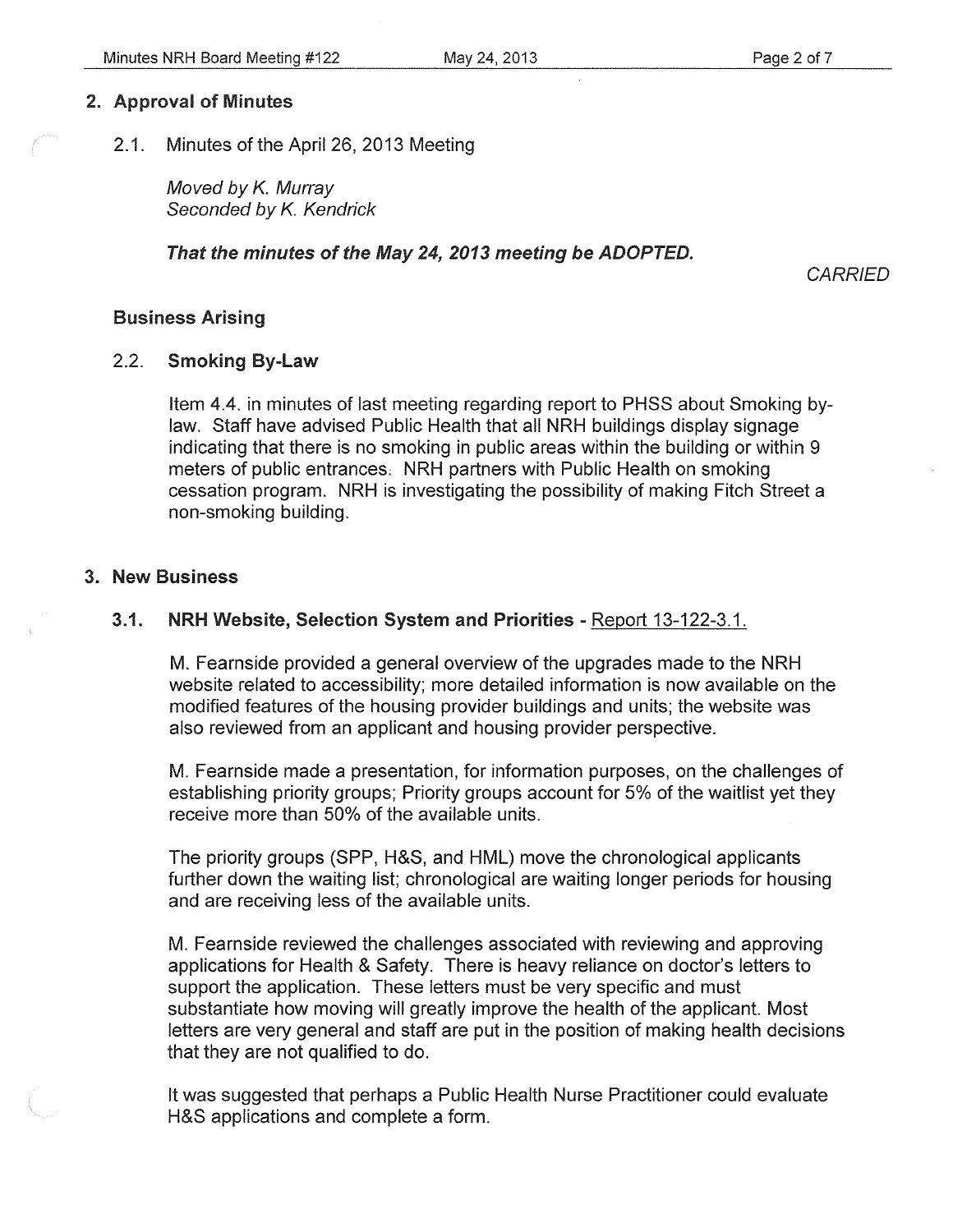## 2. Approval of Minutes

2.1. Minutes of the April 26, 2013 Meeting

*Moved by K. Murray*
*Seconded by K. Kendrick*

***That the minutes of the May 24, 2013 meeting be ADOPTED.***

*CARRIED*

### Business Arising

#### 2.2. Smoking By-Law

Item 4.4. in minutes of last meeting regarding report to PHSS about Smoking by-law. Staff have advised Public Health that all NRH buildings display signage indicating that there is no smoking in public areas within the building or within 9 meters of public entrances. NRH partners with Public Health on smoking cessation program. NRH is investigating the possibility of making Fitch Street a non-smoking building.

## 3. New Business

#### 3.1. NRH Website, Selection System and Priorities - Report 13-122-3.1.

M. Fearnside provided a general overview of the upgrades made to the NRH website related to accessibility; more detailed information is now available on the modified features of the housing provider buildings and units; the website was also reviewed from an applicant and housing provider perspective.

M. Fearnside made a presentation, for information purposes, on the challenges of establishing priority groups; Priority groups account for 5% of the waitlist yet they receive more than 50% of the available units.

The priority groups (SPP, H&S, and HML) move the chronological applicants further down the waiting list; chronological are waiting longer periods for housing and are receiving less of the available units.

M. Fearnside reviewed the challenges associated with reviewing and approving applications for Health & Safety. There is heavy reliance on doctor's letters to support the application. These letters must be very specific and must substantiate how moving will greatly improve the health of the applicant. Most letters are very general and staff are put in the position of making health decisions that they are not qualified to do.

It was suggested that perhaps a Public Health Nurse Practitioner could evaluate H&S applications and complete a form.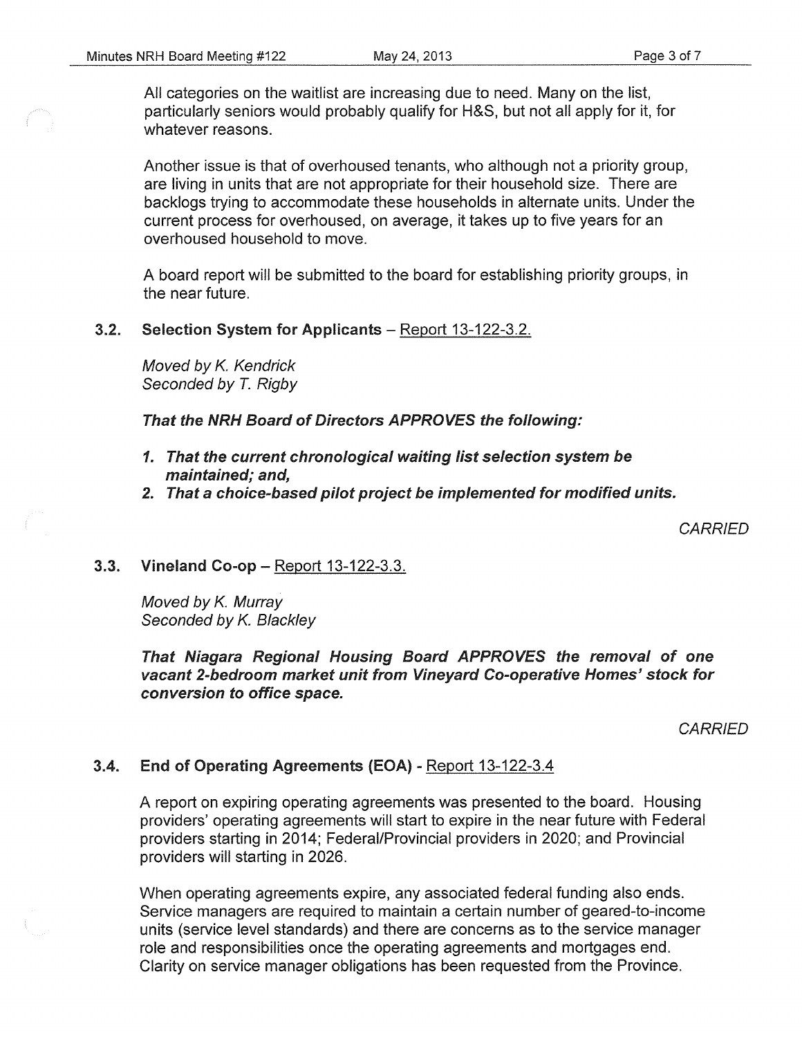All categories on the waitlist are increasing due to need. Many on the list, particularly seniors would probably qualify for H&S, but not all apply for it, for whatever reasons.

Another issue is that of overhoused tenants, who although not a priority group, are living in units that are not appropriate for their household size. There are backlogs trying to accommodate these households in alternate units. Under the current process for overhoused, on average, it takes up to five years for an overhoused household to move.

A board report will be submitted to the board for establishing priority groups, in the near future.

### 3.2. Selection System for Applicants – Report 13-122-3.2.

*Moved by K. Kendrick*
*Seconded by T. Rigby*

***That the NRH Board of Directors APPROVES the following:***

1. ***That the current chronological waiting list selection system be maintained; and,***
2. ***That a choice-based pilot project be implemented for modified units.***

*CARRIED*

### 3.3. Vineland Co-op – Report 13-122-3.3.

*Moved by K. Murray*
*Seconded by K. Blackley*

***That Niagara Regional Housing Board APPROVES the removal of one vacant 2-bedroom market unit from Vineyard Co-operative Homes' stock for conversion to office space.***

*CARRIED*

### 3.4. End of Operating Agreements (EOA) - Report 13-122-3.4

A report on expiring operating agreements was presented to the board. Housing providers' operating agreements will start to expire in the near future with Federal providers starting in 2014; Federal/Provincial providers in 2020; and Provincial providers will starting in 2026.

When operating agreements expire, any associated federal funding also ends. Service managers are required to maintain a certain number of geared-to-income units (service level standards) and there are concerns as to the service manager role and responsibilities once the operating agreements and mortgages end. Clarity on service manager obligations has been requested from the Province.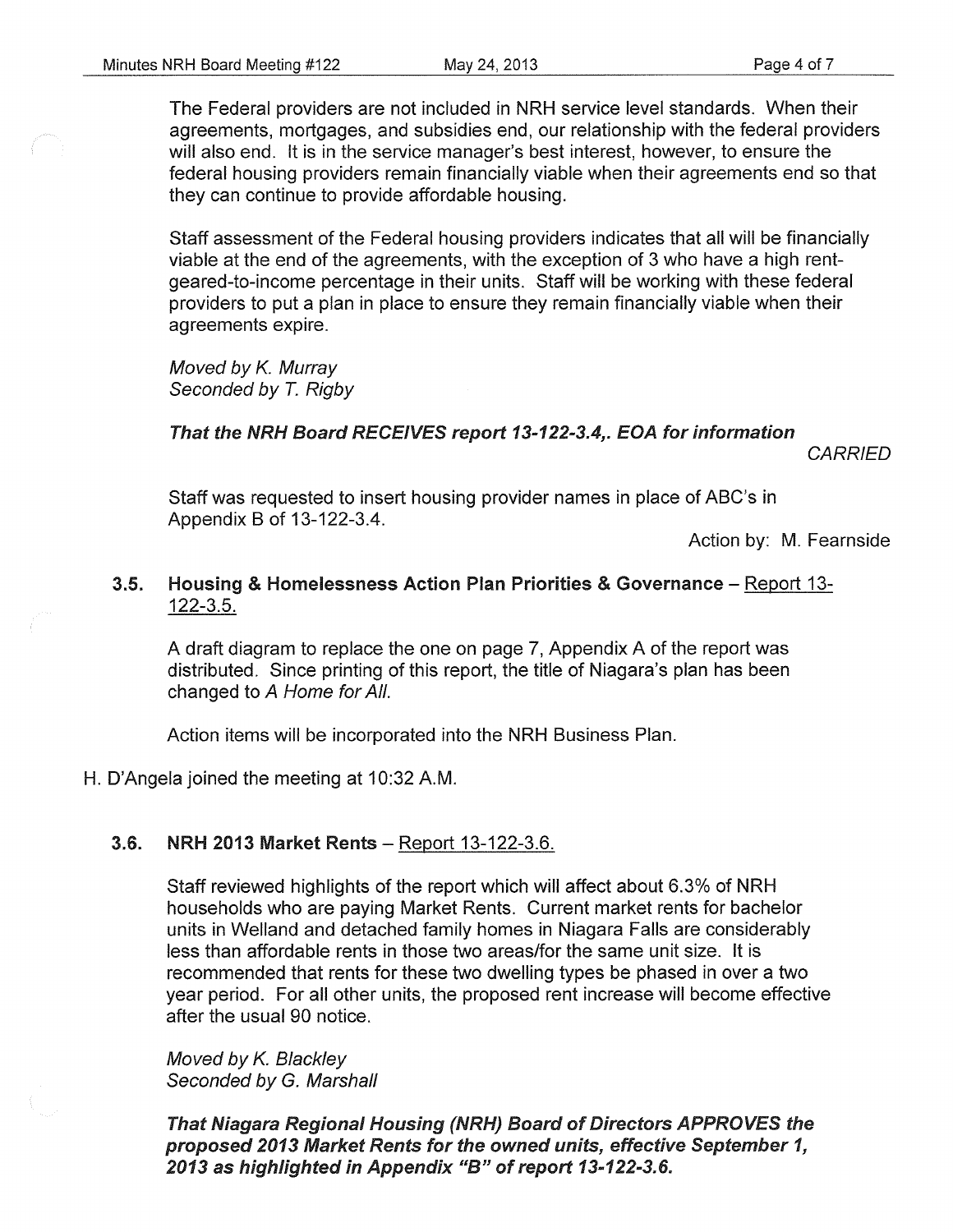The Federal providers are not included in NRH service level standards. When their agreements, mortgages, and subsidies end, our relationship with the federal providers will also end. It is in the service manager's best interest, however, to ensure the federal housing providers remain financially viable when their agreements end so that they can continue to provide affordable housing.

Staff assessment of the Federal housing providers indicates that all will be financially viable at the end of the agreements, with the exception of 3 who have a high rent-geared-to-income percentage in their units. Staff will be working with these federal providers to put a plan in place to ensure they remain financially viable when their agreements expire.

*Moved by K. Murray*
*Seconded by T. Rigby*

***That the NRH Board RECEIVES report 13-122-3.4,. EOA for information***

*CARRIED*

Staff was requested to insert housing provider names in place of ABC's in Appendix B of 13-122-3.4.

Action by: M. Fearnside

### 3.5. Housing & Homelessness Action Plan Priorities & Governance – Report 13-122-3.5.

A draft diagram to replace the one on page 7, Appendix A of the report was distributed. Since printing of this report, the title of Niagara's plan has been changed to *A Home for All.*

Action items will be incorporated into the NRH Business Plan.

H. D'Angela joined the meeting at 10:32 A.M.

### 3.6. NRH 2013 Market Rents – Report 13-122-3.6.

Staff reviewed highlights of the report which will affect about 6.3% of NRH households who are paying Market Rents. Current market rents for bachelor units in Welland and detached family homes in Niagara Falls are considerably less than affordable rents in those two areas/for the same unit size. It is recommended that rents for these two dwelling types be phased in over a two year period. For all other units, the proposed rent increase will become effective after the usual 90 notice.

*Moved by K. Blackley*
*Seconded by G. Marshall*

***That Niagara Regional Housing (NRH) Board of Directors APPROVES the proposed 2013 Market Rents for the owned units, effective September 1, 2013 as highlighted in Appendix "B" of report 13-122-3.6.***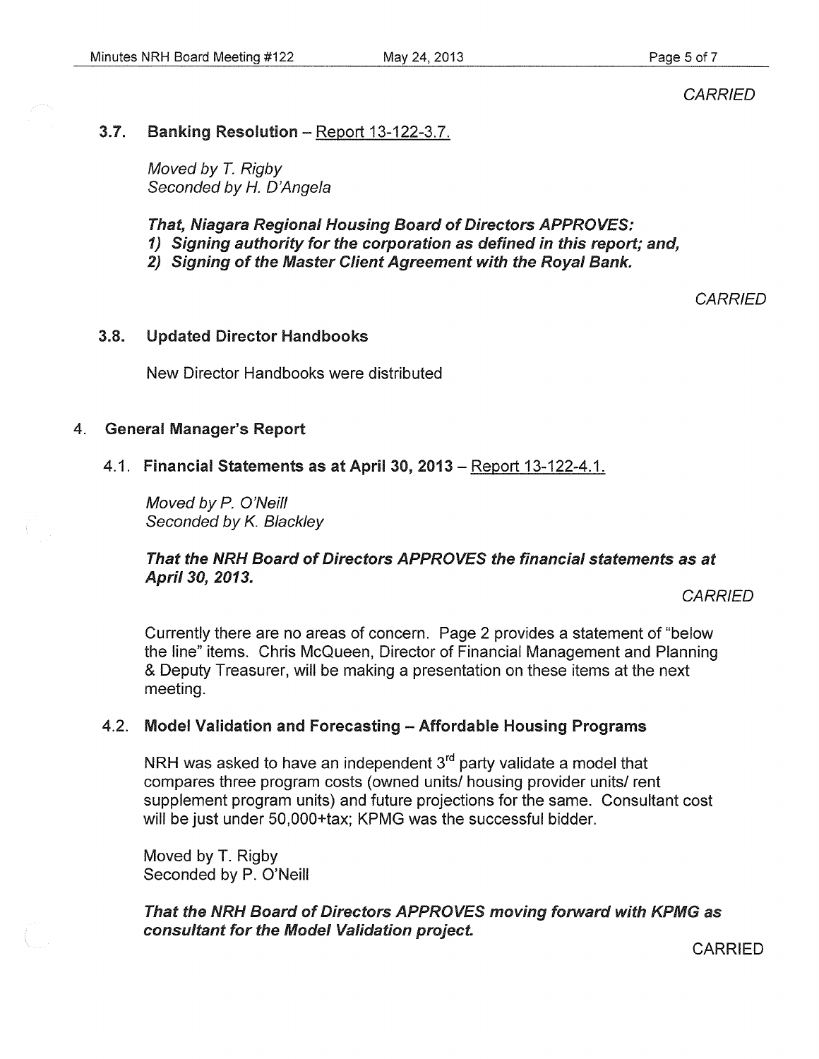*CARRIED*

### 3.7. Banking Resolution – Report 13-122-3.7.

*Moved by T. Rigby*
*Seconded by H. D'Angela*

***That, Niagara Regional Housing Board of Directors APPROVES:***
***1) Signing authority for the corporation as defined in this report; and,***
***2) Signing of the Master Client Agreement with the Royal Bank.***

*CARRIED*

### 3.8. Updated Director Handbooks

New Director Handbooks were distributed

## 4. General Manager's Report

### 4.1. Financial Statements as at April 30, 2013 – Report 13-122-4.1.

*Moved by P. O'Neill*
*Seconded by K. Blackley*

***That the NRH Board of Directors APPROVES the financial statements as at April 30, 2013.***

*CARRIED*

Currently there are no areas of concern. Page 2 provides a statement of "below the line" items. Chris McQueen, Director of Financial Management and Planning & Deputy Treasurer, will be making a presentation on these items at the next meeting.

### 4.2. Model Validation and Forecasting – Affordable Housing Programs

NRH was asked to have an independent 3rd party validate a model that compares three program costs (owned units/ housing provider units/ rent supplement program units) and future projections for the same. Consultant cost will be just under 50,000+tax; KPMG was the successful bidder.

Moved by T. Rigby
Seconded by P. O'Neill

***That the NRH Board of Directors APPROVES moving forward with KPMG as consultant for the Model Validation project.***

CARRIED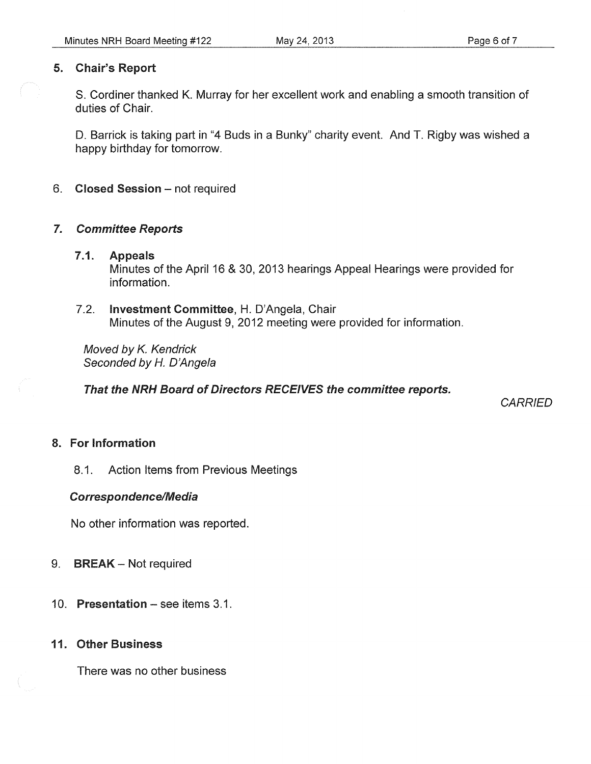## 5. Chair's Report

S. Cordiner thanked K. Murray for her excellent work and enabling a smooth transition of duties of Chair.

D. Barrick is taking part in "4 Buds in a Bunky" charity event. And T. Rigby was wished a happy birthday for tomorrow.

## 6. Closed Session – not required

## 7. *Committee Reports*

### 7.1. Appeals

Minutes of the April 16 & 30, 2013 hearings Appeal Hearings were provided for information.

### 7.2. Investment Committee, H. D'Angela, Chair

Minutes of the August 9, 2012 meeting were provided for information.

*Moved by K. Kendrick*
*Seconded by H. D'Angela*

***That the NRH Board of Directors RECEIVES the committee reports.***

*CARRIED*

## 8. For Information

8.1. Action Items from Previous Meetings

***Correspondence/Media***

No other information was reported.

## 9. BREAK – Not required

## 10. Presentation – see items 3.1.

## 11. Other Business

There was no other business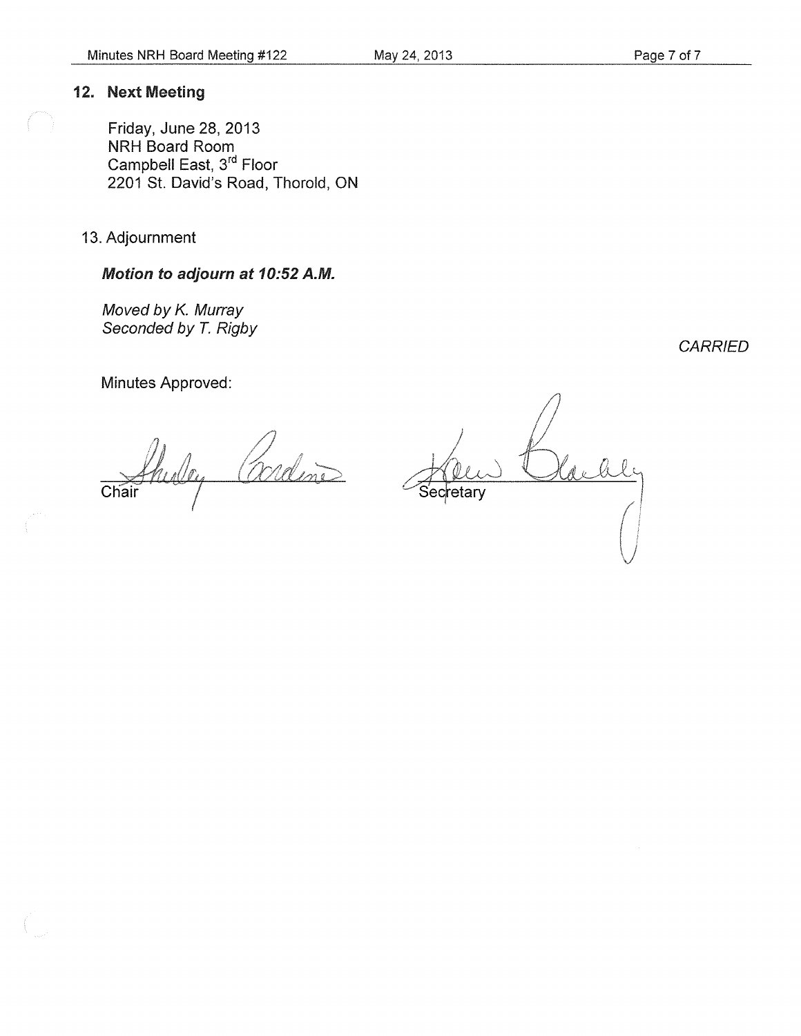## 12. Next Meeting

Friday, June 28, 2013
NRH Board Room
Campbell East, 3rd Floor
2201 St. David's Road, Thorold, ON

13. Adjournment

***Motion to adjourn at 10:52 A.M.***

*Moved by K. Murray*
*Seconded by T. Rigby*

*CARRIED*

Minutes Approved:

Chair

Secretary